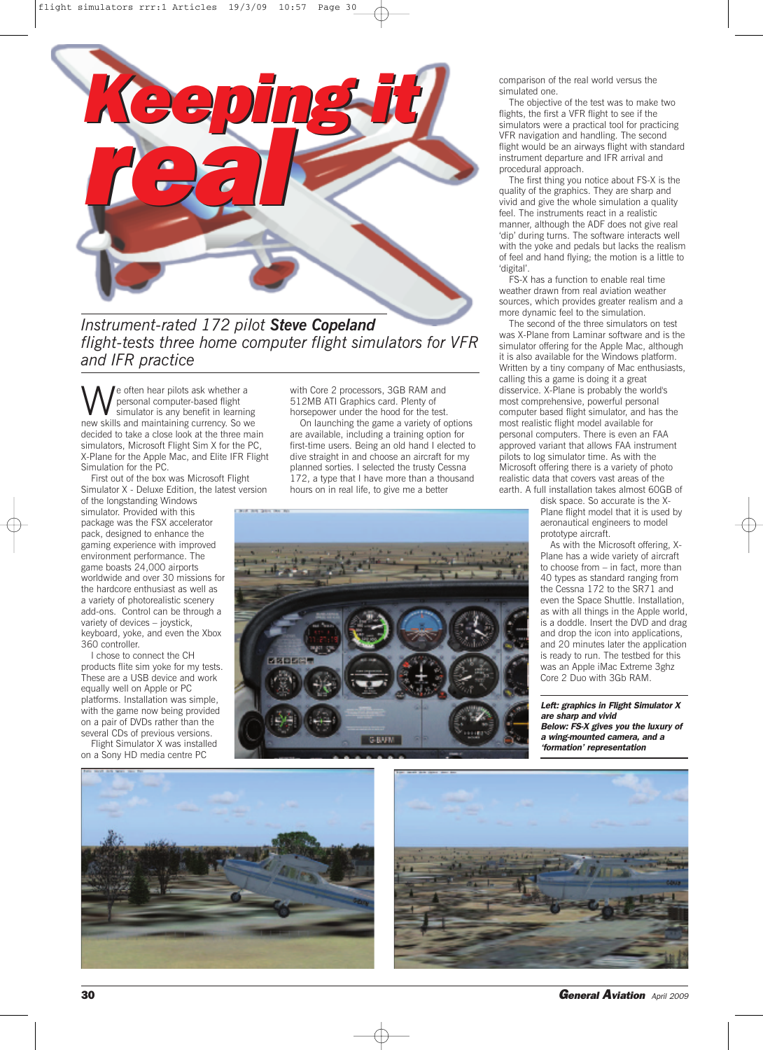# Keeping it real

*Instrument-rated 172 pilot* ***Steve Copeland*** *flight-tests three home computer flight simulators for VFR and IFR practice*

We often hear pilots ask whether a personal computer-based flight simulator is any benefit in learning new skills and maintaining currency. So we decided to take a close look at the three main simulators, Microsoft Flight Sim X for the PC, X-Plane for the Apple Mac, and Elite IFR Flight Simulation for the PC.

First out of the box was Microsoft Flight Simulator X - Deluxe Edition, the latest version of the longstanding Windows simulator. Provided with this package was the FSX accelerator pack, designed to enhance the gaming experience with improved environment performance. The game boasts 24,000 airports worldwide and over 30 missions for the hardcore enthusiast as well as a variety of photorealistic scenery add-ons. Control can be through a variety of devices – joystick, keyboard, yoke, and even the Xbox 360 controller.

I chose to connect the CH products flite sim yoke for my tests. These are a USB device and work equally well on Apple or PC platforms. Installation was simple, with the game now being provided on a pair of DVDs rather than the several CDs of previous versions.

Flight Simulator X was installed on a Sony HD media centre PC with Core 2 processors, 3GB RAM and 512MB ATI Graphics card. Plenty of horsepower under the hood for the test.

On launching the game a variety of options are available, including a training option for first-time users. Being an old hand I elected to dive straight in and choose an aircraft for my planned sorties. I selected the trusty Cessna 172, a type that I have more than a thousand hours on in real life, to give me a better comparison of the real world versus the simulated one.

The objective of the test was to make two flights, the first a VFR flight to see if the simulators were a practical tool for practicing VFR navigation and handling. The second flight would be an airways flight with standard instrument departure and IFR arrival and procedural approach.

The first thing you notice about FS-X is the quality of the graphics. They are sharp and vivid and give the whole simulation a quality feel. The instruments react in a realistic manner, although the ADF does not give real 'dip' during turns. The software interacts well with the yoke and pedals but lacks the realism of feel and hand flying; the motion is a little to 'digital'.

FS-X has a function to enable real time weather drawn from real aviation weather sources, which provides greater realism and a more dynamic feel to the simulation.

The second of the three simulators on test was X-Plane from Laminar software and is the simulator offering for the Apple Mac, although it is also available for the Windows platform. Written by a tiny company of Mac enthusiasts, calling this a game is doing it a great disservice. X-Plane is probably the world's most comprehensive, powerful personal computer based flight simulator, and has the most realistic flight model available for personal computers. There is even an FAA approved variant that allows FAA instrument pilots to log simulator time. As with the Microsoft offering there is a variety of photo realistic data that covers vast areas of the earth. A full installation takes almost 60GB of disk space. So accurate is the X-Plane flight model that it is used by aeronautical engineers to model prototype aircraft.

As with the Microsoft offering, X-Plane has a wide variety of aircraft to choose from – in fact, more than 40 types as standard ranging from the Cessna 172 to the SR71 and even the Space Shuttle. Installation, as with all things in the Apple world, is a doddle. Insert the DVD and drag and drop the icon into applications, and 20 minutes later the application is ready to run. The testbed for this was an Apple iMac Extreme 3ghz Core 2 Duo with 3Gb RAM.

***Left: graphics in Flight Simulator X are sharp and vivid***
***Below: FS-X gives you the luxury of a wing-mounted camera, and a 'formation' representation***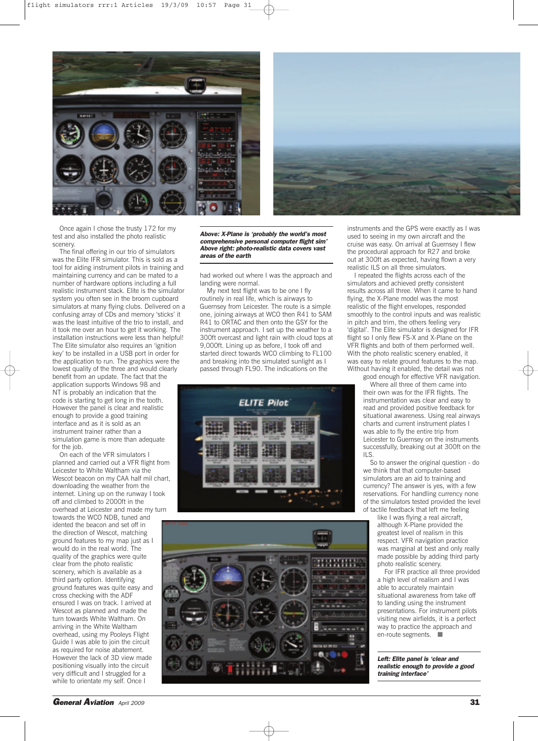Once again I chose the trusty 172 for my test and also installed the photo realistic scenery.

The final offering in our trio of simulators was the Elite IFR simulator. This is sold as a tool for aiding instrument pilots in training and maintaining currency and can be mated to a number of hardware options including a full realistic instrument stack. Elite is the simulator system you often see in the broom cupboard simulators at many flying clubs. Delivered on a confusing array of CDs and memory 'sticks' it was the least intuitive of the trio to install, and it took me over an hour to get it working. The installation instructions were less than helpful! The Elite simulator also requires an 'ignition key' to be installed in a USB port in order for the application to run. The graphics were the lowest quality of the three and would clearly benefit from an update. The fact that the application supports Windows 98 and NT is probably an indication that the code is starting to get long in the tooth. However the panel is clear and realistic enough to provide a good training interface and as it is sold as an instrument trainer rather than a simulation game is more than adequate for the job.

On each of the VFR simulators I planned and carried out a VFR flight from Leicester to White Waltham via the Wescot beacon on my CAA half mil chart, downloading the weather from the internet. Lining up on the runway I took off and climbed to 2000ft in the overhead at Leicester and made my turn towards the WCO NDB, tuned and idented the beacon and set off in the direction of Wescot, matching ground features to my map just as I would do in the real world. The quality of the graphics were quite clear from the photo realistic scenery, which is available as a third party option. Identifying ground features was quite easy and cross checking with the ADF ensured I was on track. I arrived at Wescot as planned and made the turn towards White Waltham. On arriving in the White Waltham overhead, using my Pooleys Flight Guide I was able to join the circuit as required for noise abatement. However the lack of 3D view made positioning visually into the circuit very difficult and I struggled for a while to orientate my self. Once I had worked out where I was the approach and landing were normal.

***Above: X-Plane is 'probably the world's most comprehensive personal computer flight sim'***
***Above right: photo-realistic data covers vast areas of the earth***

My next test flight was to be one I fly routinely in real life, which is airways to Guernsey from Leicester. The route is a simple one, joining airways at WCO then R41 to SAM R41 to ORTAC and then onto the GSY for the instrument approach. I set up the weather to a 300ft overcast and light rain with cloud tops at 9,000ft. Lining up as before, I took off and started direct towards WCO climbing to FL100 and breaking into the simulated sunlight as I passed through FL90. The indications on the instruments and the GPS were exactly as I was used to seeing in my own aircraft and the cruise was easy. On arrival at Guernsey I flew the procedural approach for R27 and broke out at 300ft as expected, having flown a very realistic ILS on all three simulators.

I repeated the flights across each of the simulators and achieved pretty consistent results across all three. When it came to hand flying, the X-Plane model was the most realistic of the flight envelopes, responded smoothly to the control inputs and was realistic in pitch and trim, the others feeling very 'digital'. The Elite simulator is designed for IFR flight so I only flew FS-X and X-Plane on the VFR flights and both of them performed well. With the photo realistic scenery enabled, it was easy to relate ground features to the map. Without having it enabled, the detail was not good enough for effective VFR navigation.

Where all three of them came into their own was for the IFR flights. The instrumentation was clear and easy to read and provided positive feedback for situational awareness. Using real airways charts and current instrument plates I was able to fly the entire trip from Leicester to Guernsey on the instruments successfully, breaking out at 300ft on the ILS.

So to answer the original question - do we think that that computer-based simulators are an aid to training and currency? The answer is yes, with a few reservations. For handling currency none of the simulators tested provided the level of tactile feedback that left me feeling like I was flying a real aircraft, although X-Plane provided the greatest level of realism in this respect. VFR navigation practice was marginal at best and only really made possible by adding third party photo realistic scenery.

For IFR practice all three provided a high level of realism and I was able to accurately maintain situational awareness from take off to landing using the instrument presentations. For instrument pilots visiting new airfields, it is a perfect way to practice the approach and en-route segments. ■

***Left: Elite panel is 'clear and realistic enough to provide a good training interface'***